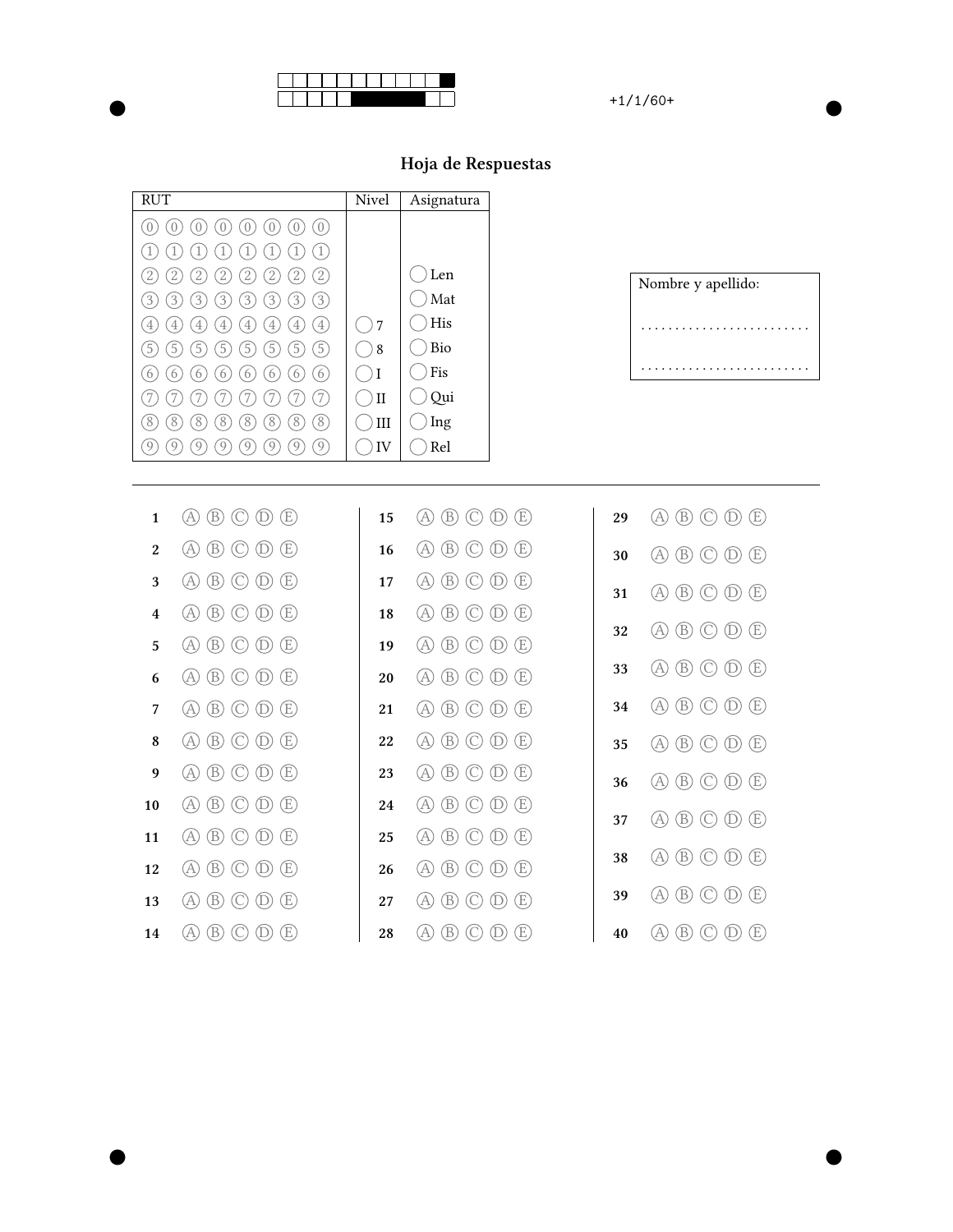+1/1/60+

# Hoja de Respuestas

| RUT | Nivel | Asignatura |
|---|---|---|
| ⓪ ⓪ ⓪ ⓪ ⓪ ⓪ ⓪ ⓪ | | |
| ① ① ① ① ① ① ① ① | | |
| ② ② ② ② ② ② ② ② | | ◯ Len |
| ③ ③ ③ ③ ③ ③ ③ ③ | | ◯ Mat |
| ④ ④ ④ ④ ④ ④ ④ ④ | ◯ 7 | ◯ His |
| ⑤ ⑤ ⑤ ⑤ ⑤ ⑤ ⑤ ⑤ | ◯ 8 | ◯ Bio |
| ⑥ ⑥ ⑥ ⑥ ⑥ ⑥ ⑥ ⑥ | ◯ I | ◯ Fis |
| ⑦ ⑦ ⑦ ⑦ ⑦ ⑦ ⑦ ⑦ | ◯ II | ◯ Qui |
| ⑧ ⑧ ⑧ ⑧ ⑧ ⑧ ⑧ ⑧ | ◯ III | ◯ Ing |
| ⑨ ⑨ ⑨ ⑨ ⑨ ⑨ ⑨ ⑨ | ◯ IV | ◯ Rel |

Nombre y apellido:

.........................

.........................

---

| | | | | | |
|---|---|---|---|---|---|
| **1** | Ⓐ Ⓑ Ⓒ Ⓓ Ⓔ | **15** | Ⓐ Ⓑ Ⓒ Ⓓ Ⓔ | **29** | Ⓐ Ⓑ Ⓒ Ⓓ Ⓔ |
| **2** | Ⓐ Ⓑ Ⓒ Ⓓ Ⓔ | **16** | Ⓐ Ⓑ Ⓒ Ⓓ Ⓔ | **30** | Ⓐ Ⓑ Ⓒ Ⓓ Ⓔ |
| **3** | Ⓐ Ⓑ Ⓒ Ⓓ Ⓔ | **17** | Ⓐ Ⓑ Ⓒ Ⓓ Ⓔ | **31** | Ⓐ Ⓑ Ⓒ Ⓓ Ⓔ |
| **4** | Ⓐ Ⓑ Ⓒ Ⓓ Ⓔ | **18** | Ⓐ Ⓑ Ⓒ Ⓓ Ⓔ | **32** | Ⓐ Ⓑ Ⓒ Ⓓ Ⓔ |
| **5** | Ⓐ Ⓑ Ⓒ Ⓓ Ⓔ | **19** | Ⓐ Ⓑ Ⓒ Ⓓ Ⓔ | **33** | Ⓐ Ⓑ Ⓒ Ⓓ Ⓔ |
| **6** | Ⓐ Ⓑ Ⓒ Ⓓ Ⓔ | **20** | Ⓐ Ⓑ Ⓒ Ⓓ Ⓔ | **34** | Ⓐ Ⓑ Ⓒ Ⓓ Ⓔ |
| **7** | Ⓐ Ⓑ Ⓒ Ⓓ Ⓔ | **21** | Ⓐ Ⓑ Ⓒ Ⓓ Ⓔ | **35** | Ⓐ Ⓑ Ⓒ Ⓓ Ⓔ |
| **8** | Ⓐ Ⓑ Ⓒ Ⓓ Ⓔ | **22** | Ⓐ Ⓑ Ⓒ Ⓓ Ⓔ | **36** | Ⓐ Ⓑ Ⓒ Ⓓ Ⓔ |
| **9** | Ⓐ Ⓑ Ⓒ Ⓓ Ⓔ | **23** | Ⓐ Ⓑ Ⓒ Ⓓ Ⓔ | **37** | Ⓐ Ⓑ Ⓒ Ⓓ Ⓔ |
| **10** | Ⓐ Ⓑ Ⓒ Ⓓ Ⓔ | **24** | Ⓐ Ⓑ Ⓒ Ⓓ Ⓔ | **38** | Ⓐ Ⓑ Ⓒ Ⓓ Ⓔ |
| **11** | Ⓐ Ⓑ Ⓒ Ⓓ Ⓔ | **25** | Ⓐ Ⓑ Ⓒ Ⓓ Ⓔ | **39** | Ⓐ Ⓑ Ⓒ Ⓓ Ⓔ |
| **12** | Ⓐ Ⓑ Ⓒ Ⓓ Ⓔ | **26** | Ⓐ Ⓑ Ⓒ Ⓓ Ⓔ | **40** | Ⓐ Ⓑ Ⓒ Ⓓ Ⓔ |
| **13** | Ⓐ Ⓑ Ⓒ Ⓓ Ⓔ | **27** | Ⓐ Ⓑ Ⓒ Ⓓ Ⓔ | | |
| **14** | Ⓐ Ⓑ Ⓒ Ⓓ Ⓔ | **28** | Ⓐ Ⓑ Ⓒ Ⓓ Ⓔ | | |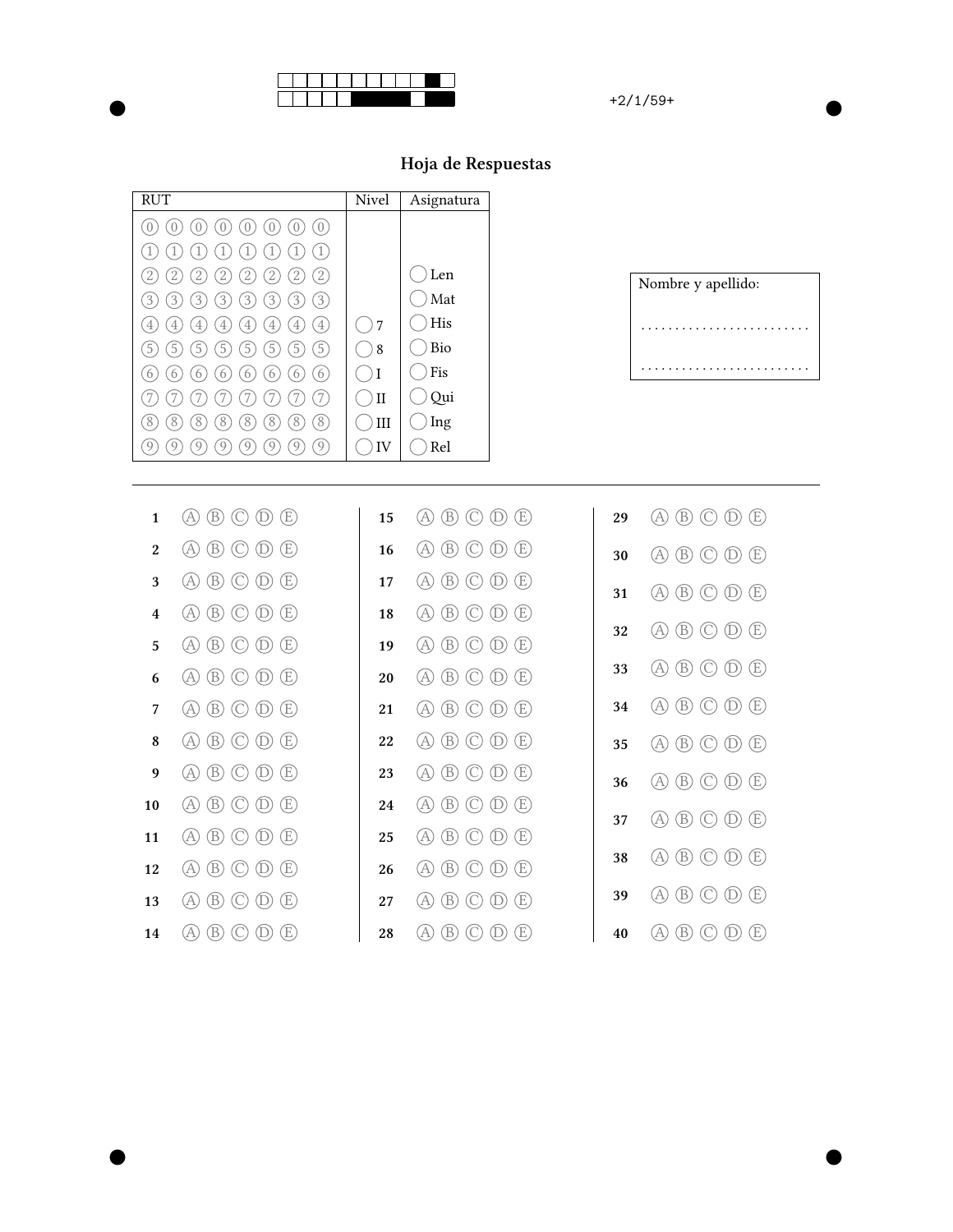+2/1/59+

# Hoja de Respuestas

| RUT | Nivel | Asignatura |
|---|---|---|
| ⓪ ⓪ ⓪ ⓪ ⓪ ⓪ ⓪ ⓪ | | |
| ① ① ① ① ① ① ① ① | | |
| ② ② ② ② ② ② ② ② | | ◯ Len |
| ③ ③ ③ ③ ③ ③ ③ ③ | | ◯ Mat |
| ④ ④ ④ ④ ④ ④ ④ ④ | ◯ 7 | ◯ His |
| ⑤ ⑤ ⑤ ⑤ ⑤ ⑤ ⑤ ⑤ | ◯ 8 | ◯ Bio |
| ⑥ ⑥ ⑥ ⑥ ⑥ ⑥ ⑥ ⑥ | ◯ I | ◯ Fis |
| ⑦ ⑦ ⑦ ⑦ ⑦ ⑦ ⑦ ⑦ | ◯ II | ◯ Qui |
| ⑧ ⑧ ⑧ ⑧ ⑧ ⑧ ⑧ ⑧ | ◯ III | ◯ Ing |
| ⑨ ⑨ ⑨ ⑨ ⑨ ⑨ ⑨ ⑨ | ◯ IV | ◯ Rel |

Nombre y apellido:

.........................

.........................

---

| | | | | | |
|---|---|---|---|---|---|
| **1** | Ⓐ Ⓑ Ⓒ Ⓓ Ⓔ | **15** | Ⓐ Ⓑ Ⓒ Ⓓ Ⓔ | **29** | Ⓐ Ⓑ Ⓒ Ⓓ Ⓔ |
| **2** | Ⓐ Ⓑ Ⓒ Ⓓ Ⓔ | **16** | Ⓐ Ⓑ Ⓒ Ⓓ Ⓔ | **30** | Ⓐ Ⓑ Ⓒ Ⓓ Ⓔ |
| **3** | Ⓐ Ⓑ Ⓒ Ⓓ Ⓔ | **17** | Ⓐ Ⓑ Ⓒ Ⓓ Ⓔ | **31** | Ⓐ Ⓑ Ⓒ Ⓓ Ⓔ |
| **4** | Ⓐ Ⓑ Ⓒ Ⓓ Ⓔ | **18** | Ⓐ Ⓑ Ⓒ Ⓓ Ⓔ | **32** | Ⓐ Ⓑ Ⓒ Ⓓ Ⓔ |
| **5** | Ⓐ Ⓑ Ⓒ Ⓓ Ⓔ | **19** | Ⓐ Ⓑ Ⓒ Ⓓ Ⓔ | **33** | Ⓐ Ⓑ Ⓒ Ⓓ Ⓔ |
| **6** | Ⓐ Ⓑ Ⓒ Ⓓ Ⓔ | **20** | Ⓐ Ⓑ Ⓒ Ⓓ Ⓔ | **34** | Ⓐ Ⓑ Ⓒ Ⓓ Ⓔ |
| **7** | Ⓐ Ⓑ Ⓒ Ⓓ Ⓔ | **21** | Ⓐ Ⓑ Ⓒ Ⓓ Ⓔ | **35** | Ⓐ Ⓑ Ⓒ Ⓓ Ⓔ |
| **8** | Ⓐ Ⓑ Ⓒ Ⓓ Ⓔ | **22** | Ⓐ Ⓑ Ⓒ Ⓓ Ⓔ | **36** | Ⓐ Ⓑ Ⓒ Ⓓ Ⓔ |
| **9** | Ⓐ Ⓑ Ⓒ Ⓓ Ⓔ | **23** | Ⓐ Ⓑ Ⓒ Ⓓ Ⓔ | **37** | Ⓐ Ⓑ Ⓒ Ⓓ Ⓔ |
| **10** | Ⓐ Ⓑ Ⓒ Ⓓ Ⓔ | **24** | Ⓐ Ⓑ Ⓒ Ⓓ Ⓔ | **38** | Ⓐ Ⓑ Ⓒ Ⓓ Ⓔ |
| **11** | Ⓐ Ⓑ Ⓒ Ⓓ Ⓔ | **25** | Ⓐ Ⓑ Ⓒ Ⓓ Ⓔ | **39** | Ⓐ Ⓑ Ⓒ Ⓓ Ⓔ |
| **12** | Ⓐ Ⓑ Ⓒ Ⓓ Ⓔ | **26** | Ⓐ Ⓑ Ⓒ Ⓓ Ⓔ | **40** | Ⓐ Ⓑ Ⓒ Ⓓ Ⓔ |
| **13** | Ⓐ Ⓑ Ⓒ Ⓓ Ⓔ | **27** | Ⓐ Ⓑ Ⓒ Ⓓ Ⓔ | | |
| **14** | Ⓐ Ⓑ Ⓒ Ⓓ Ⓔ | **28** | Ⓐ Ⓑ Ⓒ Ⓓ Ⓔ | | |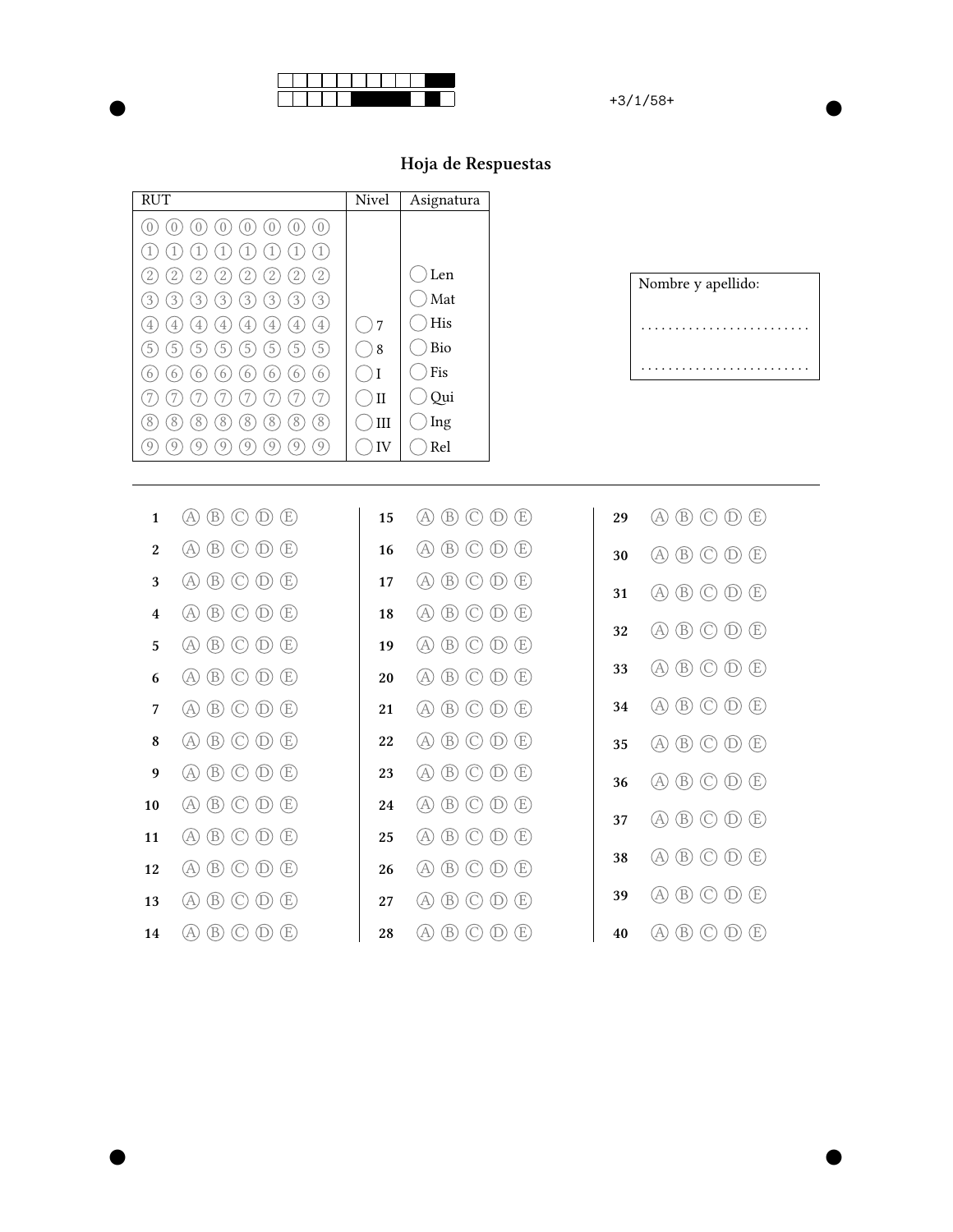# Hoja de Respuestas

| RUT | | | | | | | | Nivel | Asignatura |
|---|---|---|---|---|---|---|---|---|---|
| ⓪ | ⓪ | ⓪ | ⓪ | ⓪ | ⓪ | ⓪ | ⓪ | | |
| ① | ① | ① | ① | ① | ① | ① | ① | | |
| ② | ② | ② | ② | ② | ② | ② | ② | | ◯ Len |
| ③ | ③ | ③ | ③ | ③ | ③ | ③ | ③ | | ◯ Mat |
| ④ | ④ | ④ | ④ | ④ | ④ | ④ | ④ | ◯ 7 | ◯ His |
| ⑤ | ⑤ | ⑤ | ⑤ | ⑤ | ⑤ | ⑤ | ⑤ | ◯ 8 | ◯ Bio |
| ⑥ | ⑥ | ⑥ | ⑥ | ⑥ | ⑥ | ⑥ | ⑥ | ◯ I | ◯ Fis |
| ⑦ | ⑦ | ⑦ | ⑦ | ⑦ | ⑦ | ⑦ | ⑦ | ◯ II | ◯ Qui |
| ⑧ | ⑧ | ⑧ | ⑧ | ⑧ | ⑧ | ⑧ | ⑧ | ◯ III | ◯ Ing |
| ⑨ | ⑨ | ⑨ | ⑨ | ⑨ | ⑨ | ⑨ | ⑨ | ◯ IV | ◯ Rel |

Nombre y apellido:

.........................

.........................

---

**1** Ⓐ Ⓑ Ⓒ Ⓓ Ⓔ
**2** Ⓐ Ⓑ Ⓒ Ⓓ Ⓔ
**3** Ⓐ Ⓑ Ⓒ Ⓓ Ⓔ
**4** Ⓐ Ⓑ Ⓒ Ⓓ Ⓔ
**5** Ⓐ Ⓑ Ⓒ Ⓓ Ⓔ
**6** Ⓐ Ⓑ Ⓒ Ⓓ Ⓔ
**7** Ⓐ Ⓑ Ⓒ Ⓓ Ⓔ
**8** Ⓐ Ⓑ Ⓒ Ⓓ Ⓔ
**9** Ⓐ Ⓑ Ⓒ Ⓓ Ⓔ
**10** Ⓐ Ⓑ Ⓒ Ⓓ Ⓔ
**11** Ⓐ Ⓑ Ⓒ Ⓓ Ⓔ
**12** Ⓐ Ⓑ Ⓒ Ⓓ Ⓔ
**13** Ⓐ Ⓑ Ⓒ Ⓓ Ⓔ
**14** Ⓐ Ⓑ Ⓒ Ⓓ Ⓔ
**15** Ⓐ Ⓑ Ⓒ Ⓓ Ⓔ
**16** Ⓐ Ⓑ Ⓒ Ⓓ Ⓔ
**17** Ⓐ Ⓑ Ⓒ Ⓓ Ⓔ
**18** Ⓐ Ⓑ Ⓒ Ⓓ Ⓔ
**19** Ⓐ Ⓑ Ⓒ Ⓓ Ⓔ
**20** Ⓐ Ⓑ Ⓒ Ⓓ Ⓔ
**21** Ⓐ Ⓑ Ⓒ Ⓓ Ⓔ
**22** Ⓐ Ⓑ Ⓒ Ⓓ Ⓔ
**23** Ⓐ Ⓑ Ⓒ Ⓓ Ⓔ
**24** Ⓐ Ⓑ Ⓒ Ⓓ Ⓔ
**25** Ⓐ Ⓑ Ⓒ Ⓓ Ⓔ
**26** Ⓐ Ⓑ Ⓒ Ⓓ Ⓔ
**27** Ⓐ Ⓑ Ⓒ Ⓓ Ⓔ
**28** Ⓐ Ⓑ Ⓒ Ⓓ Ⓔ
**29** Ⓐ Ⓑ Ⓒ Ⓓ Ⓔ
**30** Ⓐ Ⓑ Ⓒ Ⓓ Ⓔ
**31** Ⓐ Ⓑ Ⓒ Ⓓ Ⓔ
**32** Ⓐ Ⓑ Ⓒ Ⓓ Ⓔ
**33** Ⓐ Ⓑ Ⓒ Ⓓ Ⓔ
**34** Ⓐ Ⓑ Ⓒ Ⓓ Ⓔ
**35** Ⓐ Ⓑ Ⓒ Ⓓ Ⓔ
**36** Ⓐ Ⓑ Ⓒ Ⓓ Ⓔ
**37** Ⓐ Ⓑ Ⓒ Ⓓ Ⓔ
**38** Ⓐ Ⓑ Ⓒ Ⓓ Ⓔ
**39** Ⓐ Ⓑ Ⓒ Ⓓ Ⓔ
**40** Ⓐ Ⓑ Ⓒ Ⓓ Ⓔ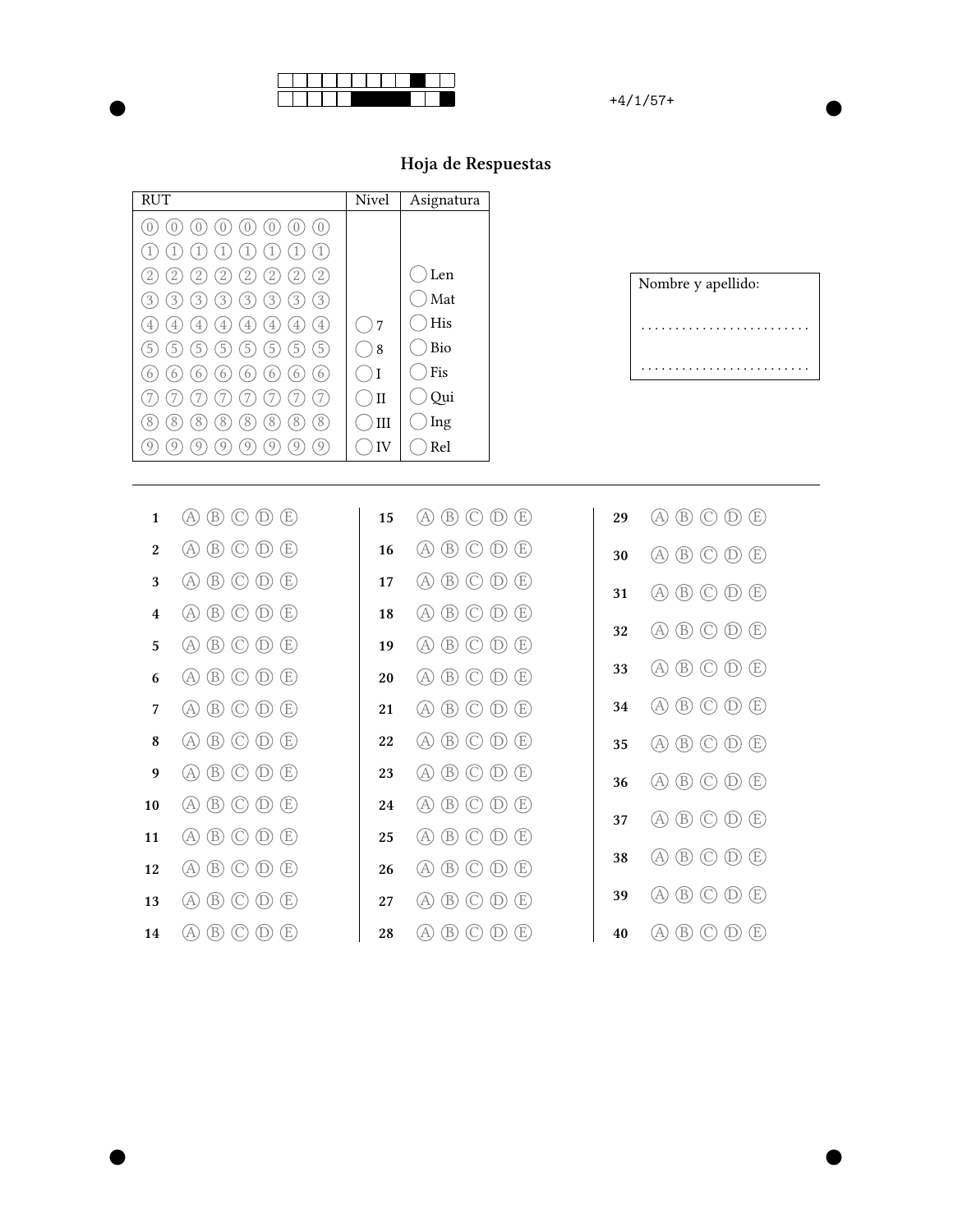+4/1/57+

# Hoja de Respuestas

| RUT | Nivel | Asignatura |
|---|---|---|
| ⓪ ⓪ ⓪ ⓪ ⓪ ⓪ ⓪ ⓪ | | |
| ① ① ① ① ① ① ① ① | | |
| ② ② ② ② ② ② ② ② | | ◯ Len |
| ③ ③ ③ ③ ③ ③ ③ ③ | | ◯ Mat |
| ④ ④ ④ ④ ④ ④ ④ ④ | ◯ 7 | ◯ His |
| ⑤ ⑤ ⑤ ⑤ ⑤ ⑤ ⑤ ⑤ | ◯ 8 | ◯ Bio |
| ⑥ ⑥ ⑥ ⑥ ⑥ ⑥ ⑥ ⑥ | ◯ I | ◯ Fis |
| ⑦ ⑦ ⑦ ⑦ ⑦ ⑦ ⑦ ⑦ | ◯ II | ◯ Qui |
| ⑧ ⑧ ⑧ ⑧ ⑧ ⑧ ⑧ ⑧ | ◯ III | ◯ Ing |
| ⑨ ⑨ ⑨ ⑨ ⑨ ⑨ ⑨ ⑨ | ◯ IV | ◯ Rel |

Nombre y apellido:

........................

........................

---

**1** Ⓐ Ⓑ Ⓒ Ⓓ Ⓔ
**2** Ⓐ Ⓑ Ⓒ Ⓓ Ⓔ
**3** Ⓐ Ⓑ Ⓒ Ⓓ Ⓔ
**4** Ⓐ Ⓑ Ⓒ Ⓓ Ⓔ
**5** Ⓐ Ⓑ Ⓒ Ⓓ Ⓔ
**6** Ⓐ Ⓑ Ⓒ Ⓓ Ⓔ
**7** Ⓐ Ⓑ Ⓒ Ⓓ Ⓔ
**8** Ⓐ Ⓑ Ⓒ Ⓓ Ⓔ
**9** Ⓐ Ⓑ Ⓒ Ⓓ Ⓔ
**10** Ⓐ Ⓑ Ⓒ Ⓓ Ⓔ
**11** Ⓐ Ⓑ Ⓒ Ⓓ Ⓔ
**12** Ⓐ Ⓑ Ⓒ Ⓓ Ⓔ
**13** Ⓐ Ⓑ Ⓒ Ⓓ Ⓔ
**14** Ⓐ Ⓑ Ⓒ Ⓓ Ⓔ
**15** Ⓐ Ⓑ Ⓒ Ⓓ Ⓔ
**16** Ⓐ Ⓑ Ⓒ Ⓓ Ⓔ
**17** Ⓐ Ⓑ Ⓒ Ⓓ Ⓔ
**18** Ⓐ Ⓑ Ⓒ Ⓓ Ⓔ
**19** Ⓐ Ⓑ Ⓒ Ⓓ Ⓔ
**20** Ⓐ Ⓑ Ⓒ Ⓓ Ⓔ
**21** Ⓐ Ⓑ Ⓒ Ⓓ Ⓔ
**22** Ⓐ Ⓑ Ⓒ Ⓓ Ⓔ
**23** Ⓐ Ⓑ Ⓒ Ⓓ Ⓔ
**24** Ⓐ Ⓑ Ⓒ Ⓓ Ⓔ
**25** Ⓐ Ⓑ Ⓒ Ⓓ Ⓔ
**26** Ⓐ Ⓑ Ⓒ Ⓓ Ⓔ
**27** Ⓐ Ⓑ Ⓒ Ⓓ Ⓔ
**28** Ⓐ Ⓑ Ⓒ Ⓓ Ⓔ
**29** Ⓐ Ⓑ Ⓒ Ⓓ Ⓔ
**30** Ⓐ Ⓑ Ⓒ Ⓓ Ⓔ
**31** Ⓐ Ⓑ Ⓒ Ⓓ Ⓔ
**32** Ⓐ Ⓑ Ⓒ Ⓓ Ⓔ
**33** Ⓐ Ⓑ Ⓒ Ⓓ Ⓔ
**34** Ⓐ Ⓑ Ⓒ Ⓓ Ⓔ
**35** Ⓐ Ⓑ Ⓒ Ⓓ Ⓔ
**36** Ⓐ Ⓑ Ⓒ Ⓓ Ⓔ
**37** Ⓐ Ⓑ Ⓒ Ⓓ Ⓔ
**38** Ⓐ Ⓑ Ⓒ Ⓓ Ⓔ
**39** Ⓐ Ⓑ Ⓒ Ⓓ Ⓔ
**40** Ⓐ Ⓑ Ⓒ Ⓓ Ⓔ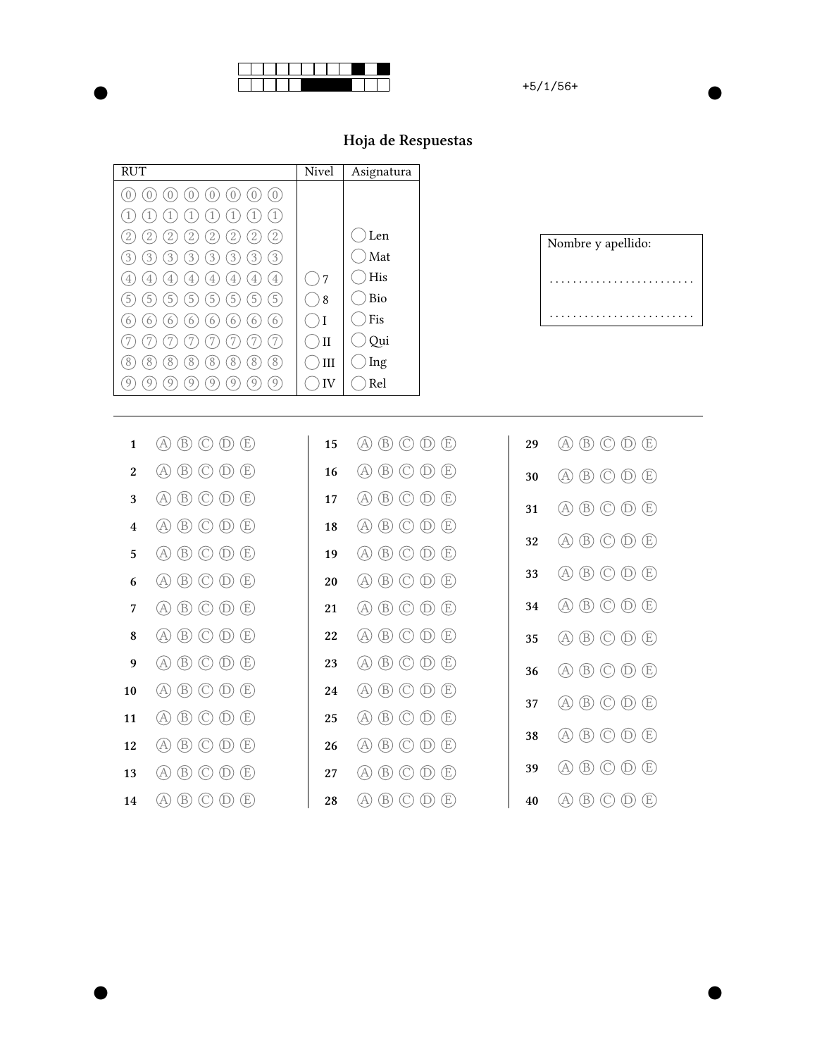+5/1/56+

## Hoja de Respuestas

| RUT | Nivel | Asignatura |
|---|---|---|
| ⓪ ⓪ ⓪ ⓪ ⓪ ⓪ ⓪ ⓪ | | |
| ① ① ① ① ① ① ① ① | | |
| ② ② ② ② ② ② ② ② | | ◯ Len |
| ③ ③ ③ ③ ③ ③ ③ ③ | | ◯ Mat |
| ④ ④ ④ ④ ④ ④ ④ ④ | ◯ 7 | ◯ His |
| ⑤ ⑤ ⑤ ⑤ ⑤ ⑤ ⑤ ⑤ | ◯ 8 | ◯ Bio |
| ⑥ ⑥ ⑥ ⑥ ⑥ ⑥ ⑥ ⑥ | ◯ I | ◯ Fis |
| ⑦ ⑦ ⑦ ⑦ ⑦ ⑦ ⑦ ⑦ | ◯ II | ◯ Qui |
| ⑧ ⑧ ⑧ ⑧ ⑧ ⑧ ⑧ ⑧ | ◯ III | ◯ Ing |
| ⑨ ⑨ ⑨ ⑨ ⑨ ⑨ ⑨ ⑨ | ◯ IV | ◯ Rel |

Nombre y apellido:

........................

........................

---

**1** Ⓐ Ⓑ Ⓒ Ⓓ Ⓔ
**2** Ⓐ Ⓑ Ⓒ Ⓓ Ⓔ
**3** Ⓐ Ⓑ Ⓒ Ⓓ Ⓔ
**4** Ⓐ Ⓑ Ⓒ Ⓓ Ⓔ
**5** Ⓐ Ⓑ Ⓒ Ⓓ Ⓔ
**6** Ⓐ Ⓑ Ⓒ Ⓓ Ⓔ
**7** Ⓐ Ⓑ Ⓒ Ⓓ Ⓔ
**8** Ⓐ Ⓑ Ⓒ Ⓓ Ⓔ
**9** Ⓐ Ⓑ Ⓒ Ⓓ Ⓔ
**10** Ⓐ Ⓑ Ⓒ Ⓓ Ⓔ
**11** Ⓐ Ⓑ Ⓒ Ⓓ Ⓔ
**12** Ⓐ Ⓑ Ⓒ Ⓓ Ⓔ
**13** Ⓐ Ⓑ Ⓒ Ⓓ Ⓔ
**14** Ⓐ Ⓑ Ⓒ Ⓓ Ⓔ
**15** Ⓐ Ⓑ Ⓒ Ⓓ Ⓔ
**16** Ⓐ Ⓑ Ⓒ Ⓓ Ⓔ
**17** Ⓐ Ⓑ Ⓒ Ⓓ Ⓔ
**18** Ⓐ Ⓑ Ⓒ Ⓓ Ⓔ
**19** Ⓐ Ⓑ Ⓒ Ⓓ Ⓔ
**20** Ⓐ Ⓑ Ⓒ Ⓓ Ⓔ
**21** Ⓐ Ⓑ Ⓒ Ⓓ Ⓔ
**22** Ⓐ Ⓑ Ⓒ Ⓓ Ⓔ
**23** Ⓐ Ⓑ Ⓒ Ⓓ Ⓔ
**24** Ⓐ Ⓑ Ⓒ Ⓓ Ⓔ
**25** Ⓐ Ⓑ Ⓒ Ⓓ Ⓔ
**26** Ⓐ Ⓑ Ⓒ Ⓓ Ⓔ
**27** Ⓐ Ⓑ Ⓒ Ⓓ Ⓔ
**28** Ⓐ Ⓑ Ⓒ Ⓓ Ⓔ
**29** Ⓐ Ⓑ Ⓒ Ⓓ Ⓔ
**30** Ⓐ Ⓑ Ⓒ Ⓓ Ⓔ
**31** Ⓐ Ⓑ Ⓒ Ⓓ Ⓔ
**32** Ⓐ Ⓑ Ⓒ Ⓓ Ⓔ
**33** Ⓐ Ⓑ Ⓒ Ⓓ Ⓔ
**34** Ⓐ Ⓑ Ⓒ Ⓓ Ⓔ
**35** Ⓐ Ⓑ Ⓒ Ⓓ Ⓔ
**36** Ⓐ Ⓑ Ⓒ Ⓓ Ⓔ
**37** Ⓐ Ⓑ Ⓒ Ⓓ Ⓔ
**38** Ⓐ Ⓑ Ⓒ Ⓓ Ⓔ
**39** Ⓐ Ⓑ Ⓒ Ⓓ Ⓔ
**40** Ⓐ Ⓑ Ⓒ Ⓓ Ⓔ